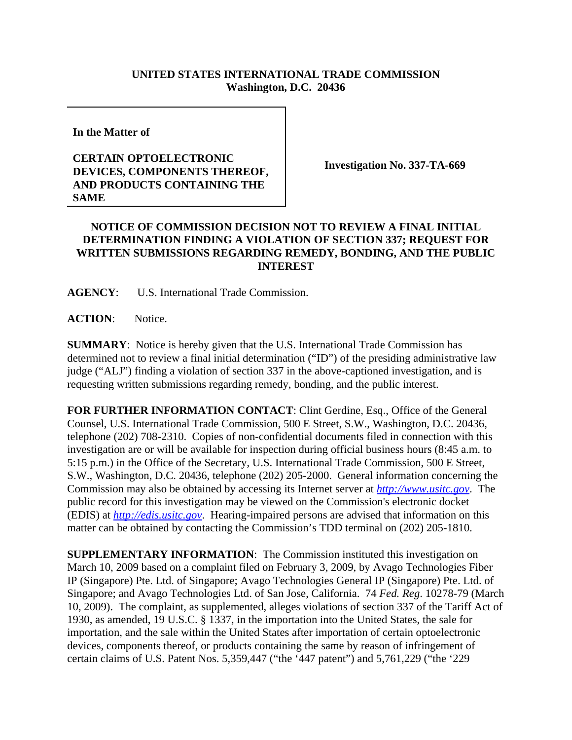**UNITED STATES INTERNATIONAL TRADE COMMISSION**
**Washington, D.C. 20436**

| | |
|---|---|
| **In the Matter of**<br><br>**CERTAIN OPTOELECTRONIC DEVICES, COMPONENTS THEREOF, AND PRODUCTS CONTAINING THE SAME** | **Investigation No. 337-TA-669** |

## NOTICE OF COMMISSION DECISION NOT TO REVIEW A FINAL INITIAL DETERMINATION FINDING A VIOLATION OF SECTION 337; REQUEST FOR WRITTEN SUBMISSIONS REGARDING REMEDY, BONDING, AND THE PUBLIC INTEREST

**AGENCY**: U.S. International Trade Commission.

**ACTION**: Notice.

**SUMMARY**: Notice is hereby given that the U.S. International Trade Commission has determined not to review a final initial determination ("ID") of the presiding administrative law judge ("ALJ") finding a violation of section 337 in the above-captioned investigation, and is requesting written submissions regarding remedy, bonding, and the public interest.

**FOR FURTHER INFORMATION CONTACT**: Clint Gerdine, Esq., Office of the General Counsel, U.S. International Trade Commission, 500 E Street, S.W., Washington, D.C. 20436, telephone (202) 708-2310. Copies of non-confidential documents filed in connection with this investigation are or will be available for inspection during official business hours (8:45 a.m. to 5:15 p.m.) in the Office of the Secretary, U.S. International Trade Commission, 500 E Street, S.W., Washington, D.C. 20436, telephone (202) 205-2000. General information concerning the Commission may also be obtained by accessing its Internet server at *http://www.usitc.gov*. The public record for this investigation may be viewed on the Commission's electronic docket (EDIS) at *http://edis.usitc.gov*. Hearing-impaired persons are advised that information on this matter can be obtained by contacting the Commission's TDD terminal on (202) 205-1810.

**SUPPLEMENTARY INFORMATION**: The Commission instituted this investigation on March 10, 2009 based on a complaint filed on February 3, 2009, by Avago Technologies Fiber IP (Singapore) Pte. Ltd. of Singapore; Avago Technologies General IP (Singapore) Pte. Ltd. of Singapore; and Avago Technologies Ltd. of San Jose, California. 74 *Fed. Reg.* 10278-79 (March 10, 2009). The complaint, as supplemented, alleges violations of section 337 of the Tariff Act of 1930, as amended, 19 U.S.C. § 1337, in the importation into the United States, the sale for importation, and the sale within the United States after importation of certain optoelectronic devices, components thereof, or products containing the same by reason of infringement of certain claims of U.S. Patent Nos. 5,359,447 ("the '447 patent") and 5,761,229 ("the '229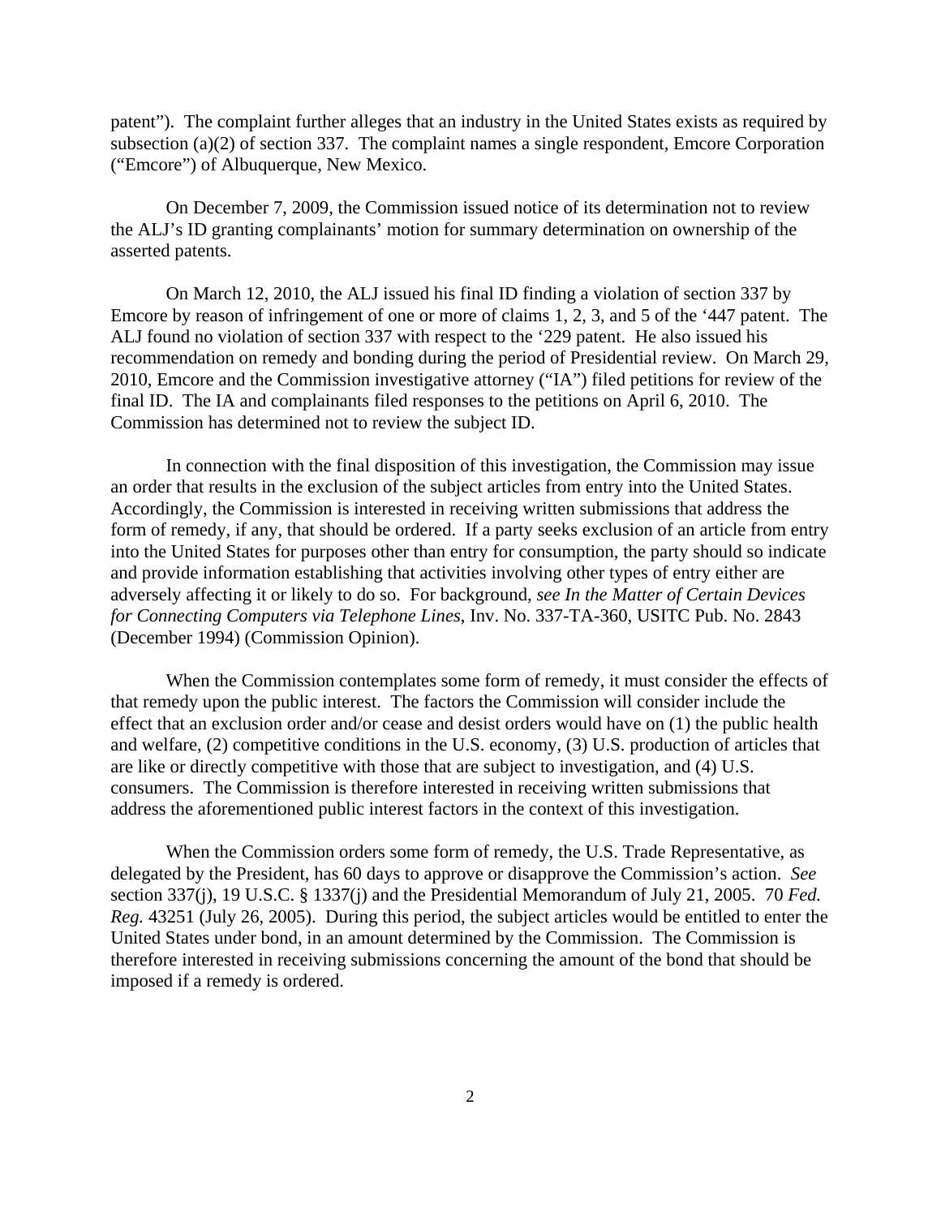patent"). The complaint further alleges that an industry in the United States exists as required by subsection (a)(2) of section 337. The complaint names a single respondent, Emcore Corporation ("Emcore") of Albuquerque, New Mexico.

On December 7, 2009, the Commission issued notice of its determination not to review the ALJ's ID granting complainants' motion for summary determination on ownership of the asserted patents.

On March 12, 2010, the ALJ issued his final ID finding a violation of section 337 by Emcore by reason of infringement of one or more of claims 1, 2, 3, and 5 of the '447 patent. The ALJ found no violation of section 337 with respect to the '229 patent. He also issued his recommendation on remedy and bonding during the period of Presidential review. On March 29, 2010, Emcore and the Commission investigative attorney ("IA") filed petitions for review of the final ID. The IA and complainants filed responses to the petitions on April 6, 2010. The Commission has determined not to review the subject ID.

In connection with the final disposition of this investigation, the Commission may issue an order that results in the exclusion of the subject articles from entry into the United States. Accordingly, the Commission is interested in receiving written submissions that address the form of remedy, if any, that should be ordered. If a party seeks exclusion of an article from entry into the United States for purposes other than entry for consumption, the party should so indicate and provide information establishing that activities involving other types of entry either are adversely affecting it or likely to do so. For background, *see In the Matter of Certain Devices for Connecting Computers via Telephone Lines*, Inv. No. 337-TA-360, USITC Pub. No. 2843 (December 1994) (Commission Opinion).

When the Commission contemplates some form of remedy, it must consider the effects of that remedy upon the public interest. The factors the Commission will consider include the effect that an exclusion order and/or cease and desist orders would have on (1) the public health and welfare, (2) competitive conditions in the U.S. economy, (3) U.S. production of articles that are like or directly competitive with those that are subject to investigation, and (4) U.S. consumers. The Commission is therefore interested in receiving written submissions that address the aforementioned public interest factors in the context of this investigation.

When the Commission orders some form of remedy, the U.S. Trade Representative, as delegated by the President, has 60 days to approve or disapprove the Commission's action. *See* section 337(j), 19 U.S.C. § 1337(j) and the Presidential Memorandum of July 21, 2005. 70 *Fed. Reg.* 43251 (July 26, 2005). During this period, the subject articles would be entitled to enter the United States under bond, in an amount determined by the Commission. The Commission is therefore interested in receiving submissions concerning the amount of the bond that should be imposed if a remedy is ordered.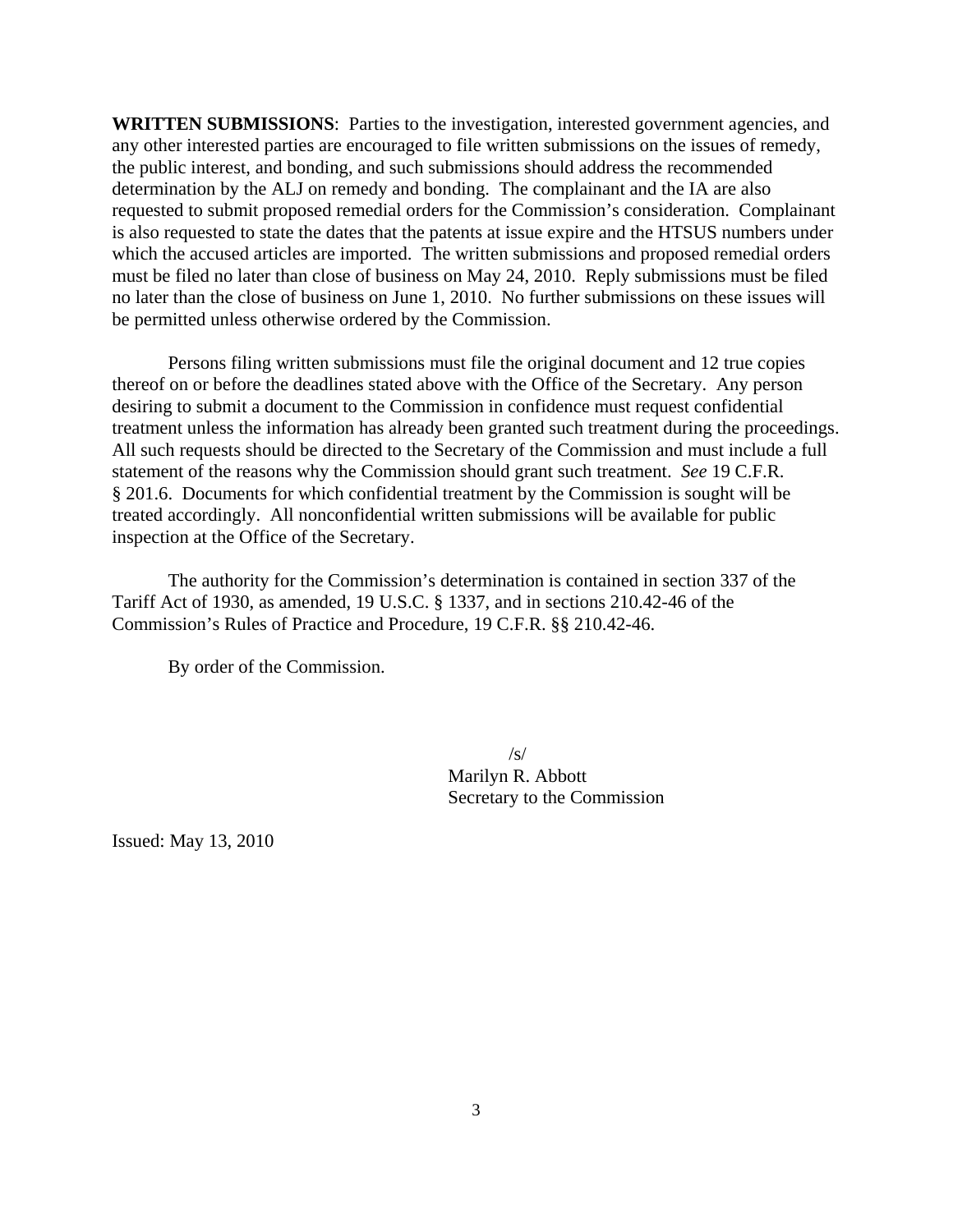**WRITTEN SUBMISSIONS**: Parties to the investigation, interested government agencies, and any other interested parties are encouraged to file written submissions on the issues of remedy, the public interest, and bonding, and such submissions should address the recommended determination by the ALJ on remedy and bonding. The complainant and the IA are also requested to submit proposed remedial orders for the Commission's consideration. Complainant is also requested to state the dates that the patents at issue expire and the HTSUS numbers under which the accused articles are imported. The written submissions and proposed remedial orders must be filed no later than close of business on May 24, 2010. Reply submissions must be filed no later than the close of business on June 1, 2010. No further submissions on these issues will be permitted unless otherwise ordered by the Commission.

Persons filing written submissions must file the original document and 12 true copies thereof on or before the deadlines stated above with the Office of the Secretary. Any person desiring to submit a document to the Commission in confidence must request confidential treatment unless the information has already been granted such treatment during the proceedings. All such requests should be directed to the Secretary of the Commission and must include a full statement of the reasons why the Commission should grant such treatment. *See* 19 C.F.R. § 201.6. Documents for which confidential treatment by the Commission is sought will be treated accordingly. All nonconfidential written submissions will be available for public inspection at the Office of the Secretary.

The authority for the Commission's determination is contained in section 337 of the Tariff Act of 1930, as amended, 19 U.S.C. § 1337, and in sections 210.42-46 of the Commission's Rules of Practice and Procedure, 19 C.F.R. §§ 210.42-46.

By order of the Commission.

/s/
Marilyn R. Abbott
Secretary to the Commission

Issued: May 13, 2010